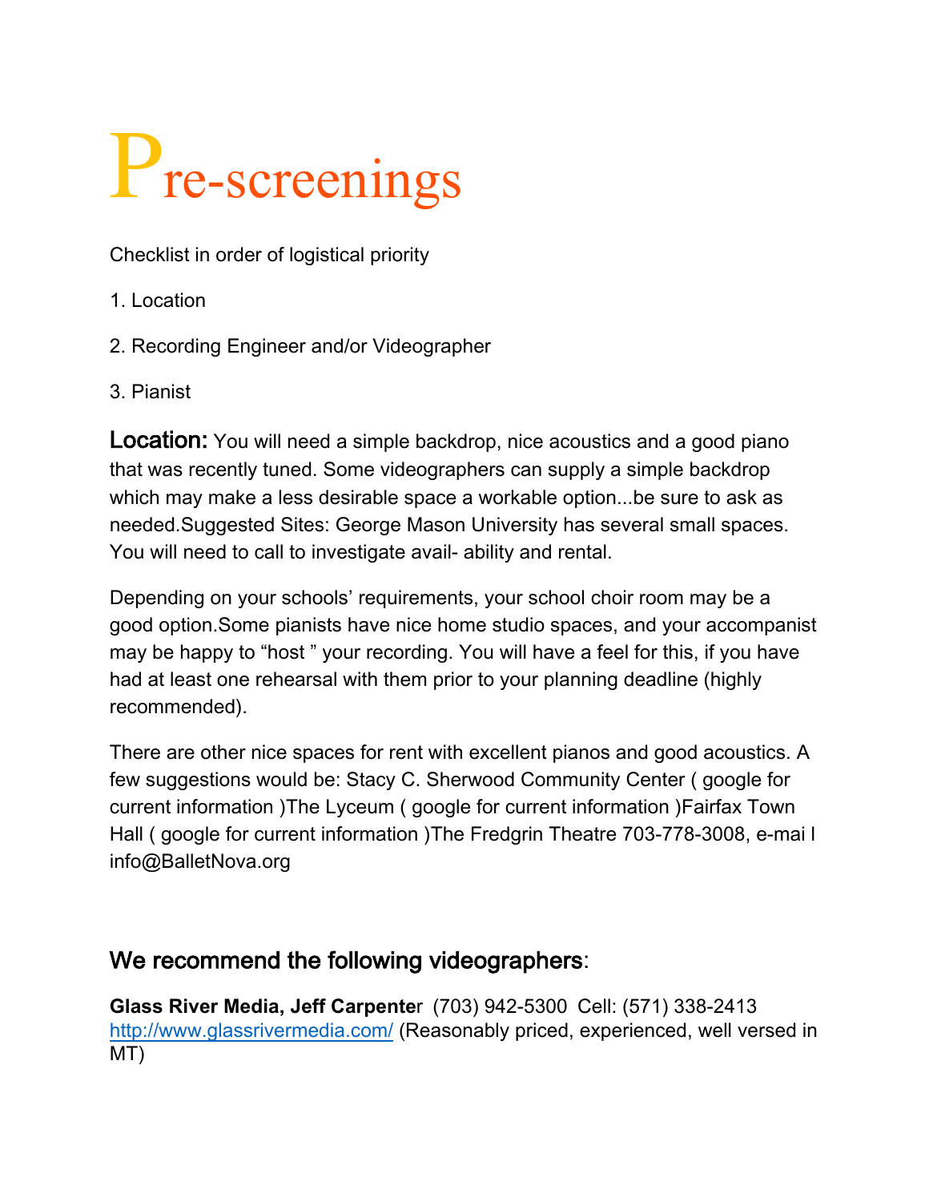# Pre-screenings

Checklist in order of logistical priority

1. Location
2. Recording Engineer and/or Videographer
3. Pianist

**Location:** You will need a simple backdrop, nice acoustics and a good piano that was recently tuned. Some videographers can supply a simple backdrop which may make a less desirable space a workable option...be sure to ask as needed.Suggested Sites: George Mason University has several small spaces. You will need to call to investigate avail- ability and rental.

Depending on your schools' requirements, your school choir room may be a good option.Some pianists have nice home studio spaces, and your accompanist may be happy to "host " your recording. You will have a feel for this, if you have had at least one rehearsal with them prior to your planning deadline (highly recommended).

There are other nice spaces for rent with excellent pianos and good acoustics. A few suggestions would be: Stacy C. Sherwood Community Center ( google for current information )The Lyceum ( google for current information )Fairfax Town Hall ( google for current information )The Fredgrin Theatre 703-778-3008, e-mai l info@BalletNova.org

## We recommend the following videographers:

**Glass River Media, Jeff Carpenter** (703) 942-5300 Cell: (571) 338-2413 http://www.glassrivermedia.com/ (Reasonably priced, experienced, well versed in MT)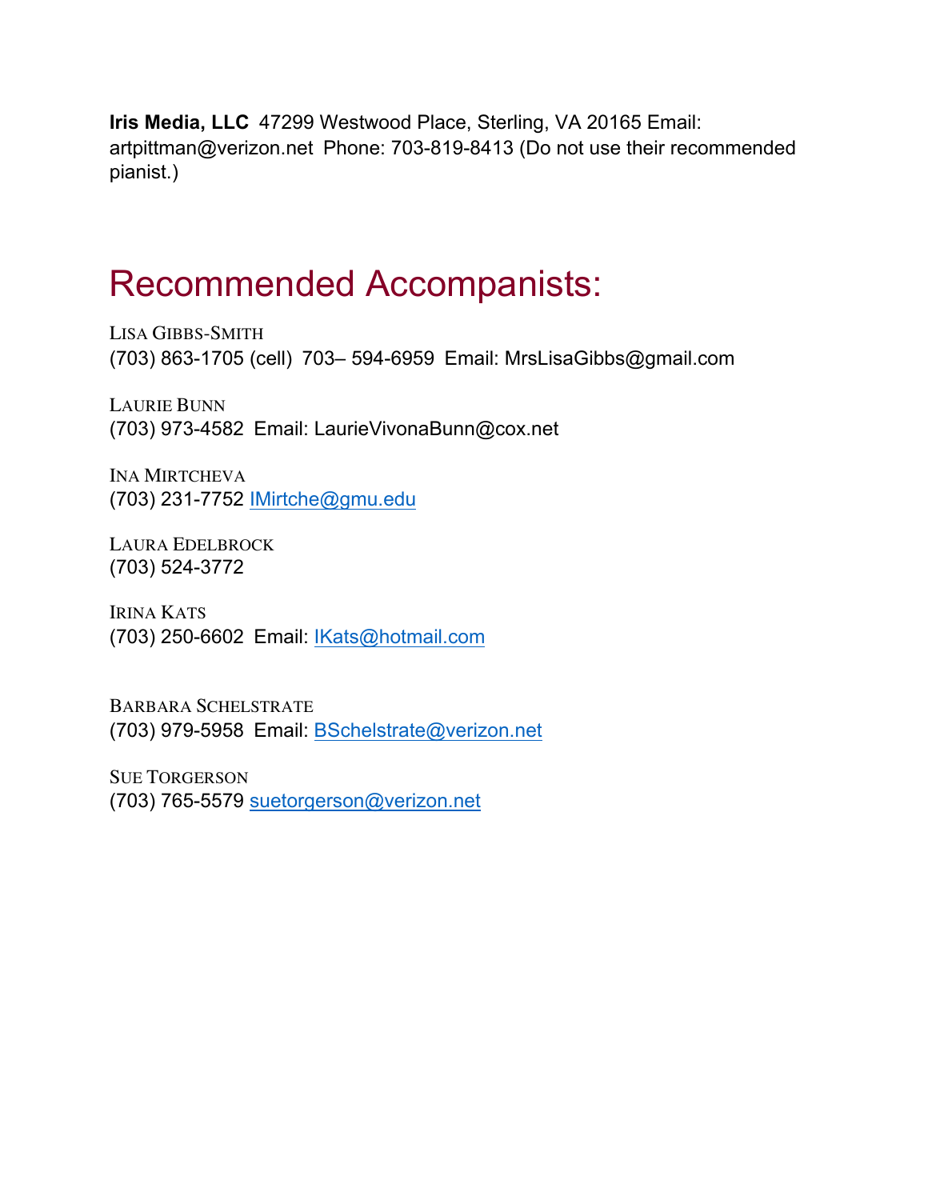**Iris Media, LLC** 47299 Westwood Place, Sterling, VA 20165 Email: artpittman@verizon.net Phone: 703-819-8413 (Do not use their recommended pianist.)

# Recommended Accompanists:

LISA GIBBS-SMITH
(703) 863-1705 (cell) 703– 594-6959 Email: MrsLisaGibbs@gmail.com

LAURIE BUNN
(703) 973-4582 Email: LaurieVivonaBunn@cox.net

INA MIRTCHEVA
(703) 231-7752 IMirtche@gmu.edu

LAURA EDELBROCK
(703) 524-3772

IRINA KATS
(703) 250-6602 Email: IKats@hotmail.com

BARBARA SCHELSTRATE
(703) 979-5958 Email: BSchelstrate@verizon.net

SUE TORGERSON
(703) 765-5579 suetorgerson@verizon.net